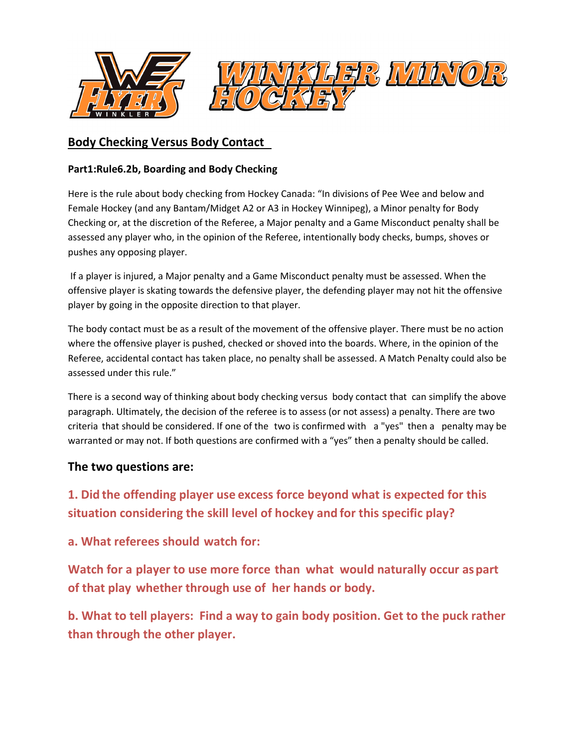# WINKLER MINOR HOCKEY

## Body Checking Versus Body Contact

### Part1:Rule6.2b, Boarding and Body Checking

Here is the rule about body checking from Hockey Canada: "In divisions of Pee Wee and below and Female Hockey (and any Bantam/Midget A2 or A3 in Hockey Winnipeg), a Minor penalty for Body Checking or, at the discretion of the Referee, a Major penalty and a Game Misconduct penalty shall be assessed any player who, in the opinion of the Referee, intentionally body checks, bumps, shoves or pushes any opposing player.

If a player is injured, a Major penalty and a Game Misconduct penalty must be assessed. When the offensive player is skating towards the defensive player, the defending player may not hit the offensive player by going in the opposite direction to that player.

The body contact must be as a result of the movement of the offensive player. There must be no action where the offensive player is pushed, checked or shoved into the boards. Where, in the opinion of the Referee, accidental contact has taken place, no penalty shall be assessed. A Match Penalty could also be assessed under this rule."

There is a second way of thinking about body checking versus body contact that can simplify the above paragraph. Ultimately, the decision of the referee is to assess (or not assess) a penalty. There are two criteria that should be considered. If one of the two is confirmed with a "yes" then a penalty may be warranted or may not. If both questions are confirmed with a "yes" then a penalty should be called.

### The two questions are:

**1. Did the offending player use excess force beyond what is expected for this situation considering the skill level of hockey and for this specific play?**

**a. What referees should watch for:**

**Watch for a player to use more force than what would naturally occur as part of that play whether through use of her hands or body.**

**b. What to tell players: Find a way to gain body position. Get to the puck rather than through the other player.**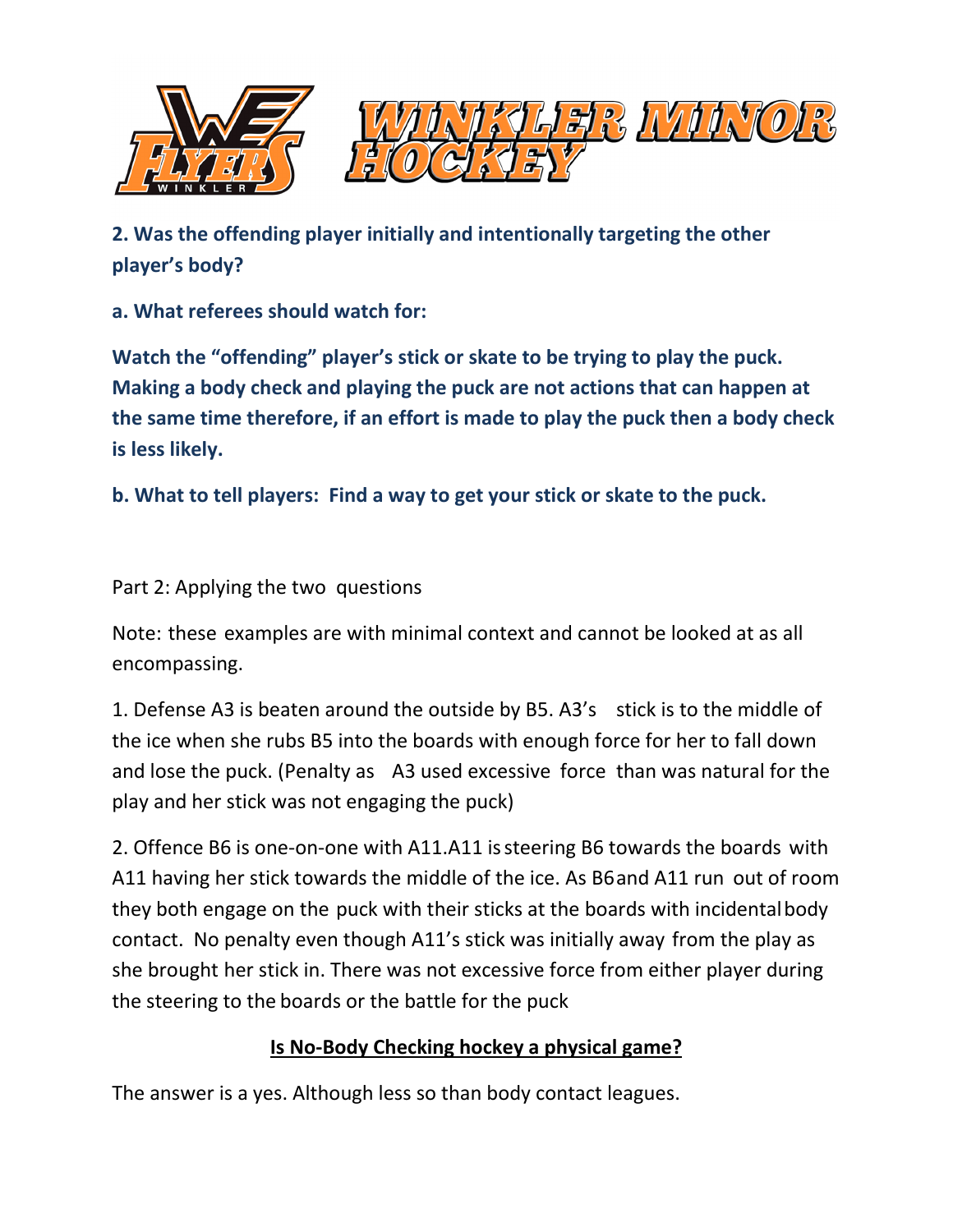**2. Was the offending player initially and intentionally targeting the other player's body?**

**a. What referees should watch for:**

**Watch the "offending" player's stick or skate to be trying to play the puck. Making a body check and playing the puck are not actions that can happen at the same time therefore, if an effort is made to play the puck then a body check is less likely.**

**b. What to tell players: Find a way to get your stick or skate to the puck.**

Part 2: Applying the two questions

Note: these examples are with minimal context and cannot be looked at as all encompassing.

1. Defense A3 is beaten around the outside by B5. A3's stick is to the middle of the ice when she rubs B5 into the boards with enough force for her to fall down and lose the puck. (Penalty as A3 used excessive force than was natural for the play and her stick was not engaging the puck)

2. Offence B6 is one-on-one with A11. A11 is steering B6 towards the boards with A11 having her stick towards the middle of the ice. As B6 and A11 run out of room they both engage on the puck with their sticks at the boards with incidental body contact. No penalty even though A11's stick was initially away from the play as she brought her stick in. There was not excessive force from either player during the steering to the boards or the battle for the puck

## Is No-Body Checking hockey a physical game?

The answer is a yes. Although less so than body contact leagues.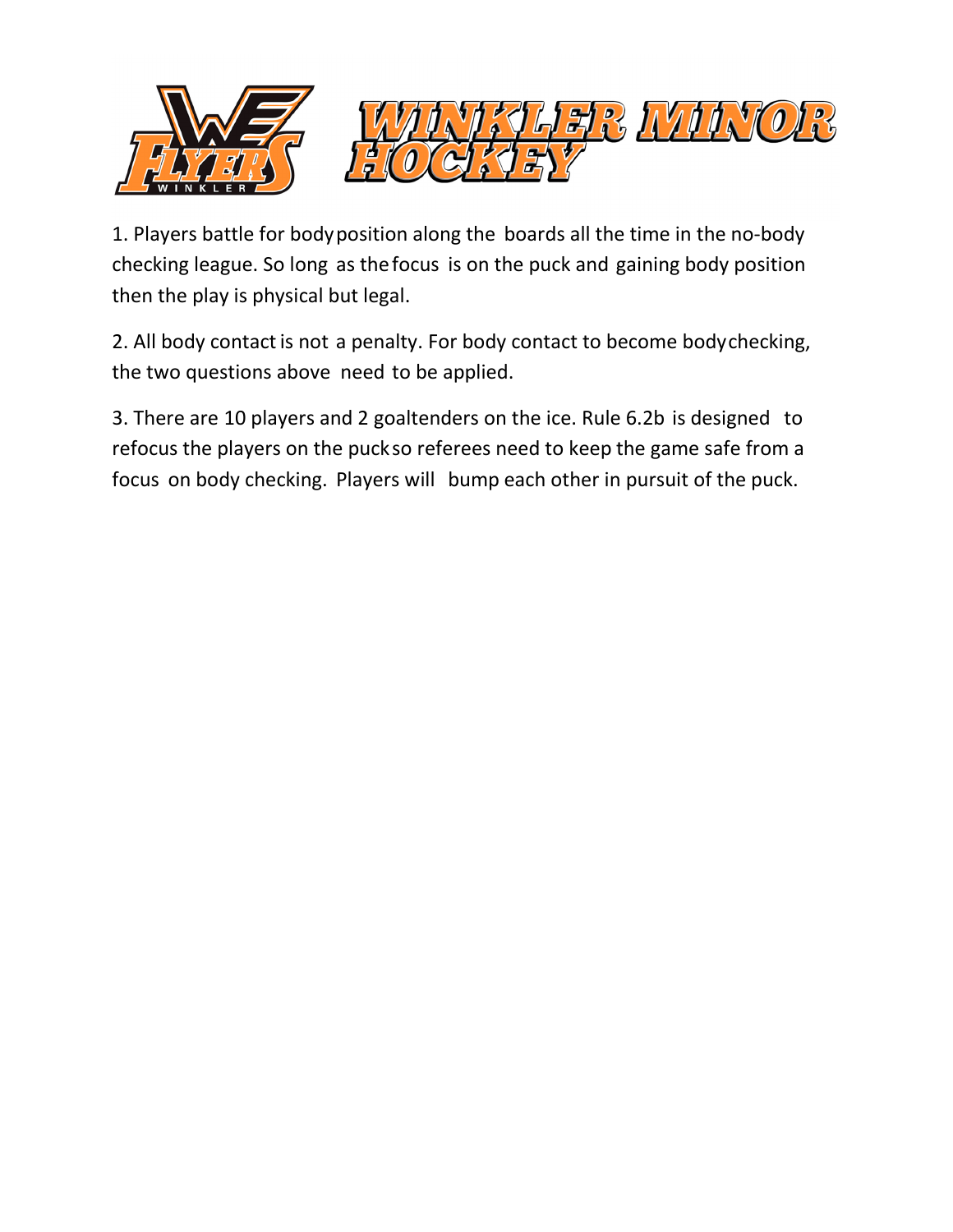1. Players battle for body position along the boards all the time in the no-body checking league. So long as the focus is on the puck and gaining body position then the play is physical but legal.

2. All body contact is not a penalty. For body contact to become body checking, the two questions above need to be applied.

3. There are 10 players and 2 goaltenders on the ice. Rule 6.2b is designed to refocus the players on the puck so referees need to keep the game safe from a focus on body checking. Players will bump each other in pursuit of the puck.